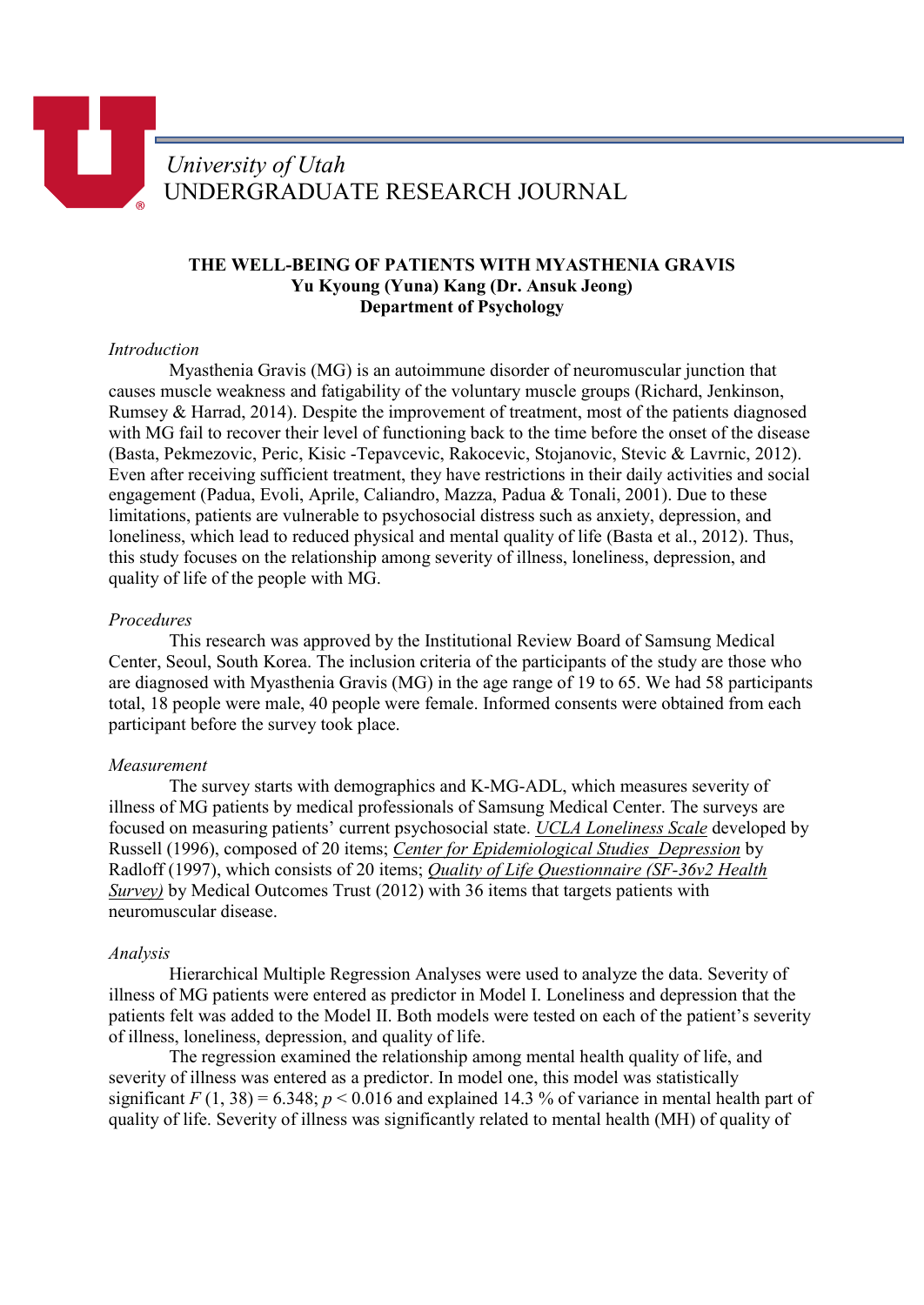University of Utah
UNDERGRADUATE RESEARCH JOURNAL

**THE WELL-BEING OF PATIENTS WITH MYASTHENIA GRAVIS**
**Yu Kyoung (Yuna) Kang (Dr. Ansuk Jeong)**
**Department of Psychology**

*Introduction*

Myasthenia Gravis (MG) is an autoimmune disorder of neuromuscular junction that causes muscle weakness and fatigability of the voluntary muscle groups (Richard, Jenkinson, Rumsey & Harrad, 2014). Despite the improvement of treatment, most of the patients diagnosed with MG fail to recover their level of functioning back to the time before the onset of the disease (Basta, Pekmezovic, Peric, Kisic -Tepavcevic, Rakocevic, Stojanovic, Stevic & Lavrnic, 2012). Even after receiving sufficient treatment, they have restrictions in their daily activities and social engagement (Padua, Evoli, Aprile, Caliandro, Mazza, Padua & Tonali, 2001). Due to these limitations, patients are vulnerable to psychosocial distress such as anxiety, depression, and loneliness, which lead to reduced physical and mental quality of life (Basta et al., 2012). Thus, this study focuses on the relationship among severity of illness, loneliness, depression, and quality of life of the people with MG.

*Procedures*

This research was approved by the Institutional Review Board of Samsung Medical Center, Seoul, South Korea. The inclusion criteria of the participants of the study are those who are diagnosed with Myasthenia Gravis (MG) in the age range of 19 to 65. We had 58 participants total, 18 people were male, 40 people were female. Informed consents were obtained from each participant before the survey took place.

*Measurement*

The survey starts with demographics and K-MG-ADL, which measures severity of illness of MG patients by medical professionals of Samsung Medical Center. The surveys are focused on measuring patients' current psychosocial state. UCLA Loneliness Scale developed by Russell (1996), composed of 20 items; Center for Epidemiological Studies_Depression by Radloff (1997), which consists of 20 items; Quality of Life Questionnaire (SF-36v2 Health Survey) by Medical Outcomes Trust (2012) with 36 items that targets patients with neuromuscular disease.

*Analysis*

Hierarchical Multiple Regression Analyses were used to analyze the data. Severity of illness of MG patients were entered as predictor in Model I. Loneliness and depression that the patients felt was added to the Model II. Both models were tested on each of the patient's severity of illness, loneliness, depression, and quality of life.

The regression examined the relationship among mental health quality of life, and severity of illness was entered as a predictor. In model one, this model was statistically significant $F(1, 38) = 6.348$; $p < 0.016$ and explained 14.3 % of variance in mental health part of quality of life. Severity of illness was significantly related to mental health (MH) of quality of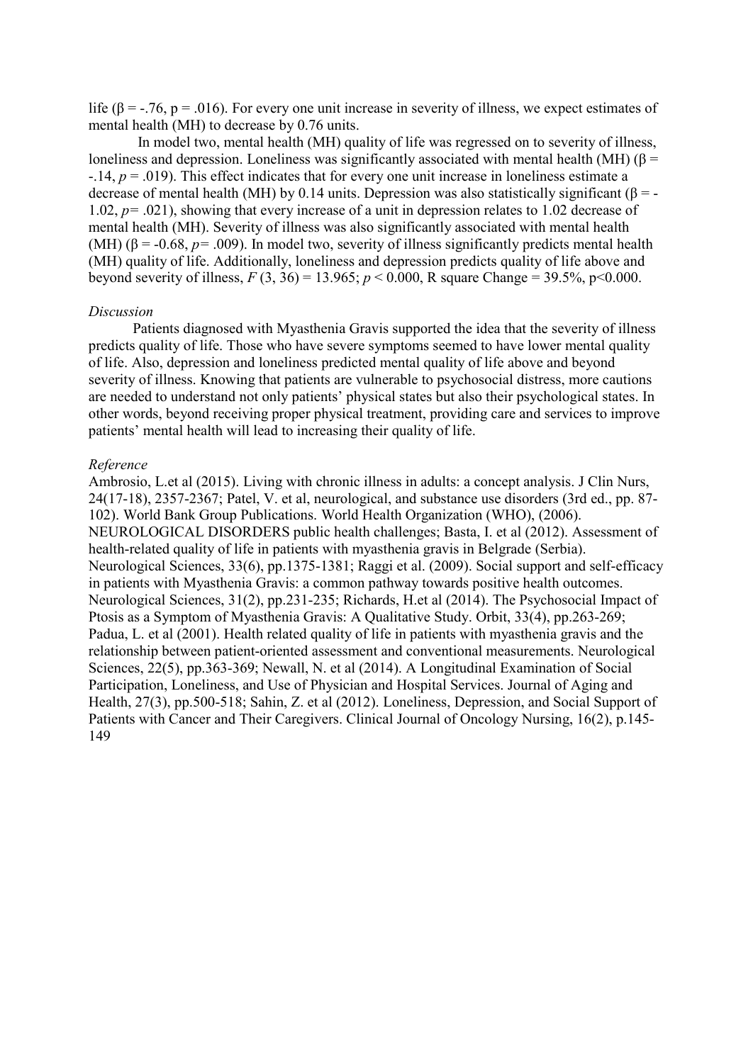life ($\beta$ = -.76, p = .016). For every one unit increase in severity of illness, we expect estimates of mental health (MH) to decrease by 0.76 units.

In model two, mental health (MH) quality of life was regressed on to severity of illness, loneliness and depression. Loneliness was significantly associated with mental health (MH) ($\beta$ = -.14, $p$ = .019). This effect indicates that for every one unit increase in loneliness estimate a decrease of mental health (MH) by 0.14 units. Depression was also statistically significant ($\beta$ = -1.02, $p$= .021), showing that every increase of a unit in depression relates to 1.02 decrease of mental health (MH). Severity of illness was also significantly associated with mental health (MH) ($\beta$ = -0.68, $p$= .009). In model two, severity of illness significantly predicts mental health (MH) quality of life. Additionally, loneliness and depression predicts quality of life above and beyond severity of illness, $F$ (3, 36) = 13.965; $p$ < 0.000, R square Change = 39.5%, p<0.000.

*Discussion*

Patients diagnosed with Myasthenia Gravis supported the idea that the severity of illness predicts quality of life. Those who have severe symptoms seemed to have lower mental quality of life. Also, depression and loneliness predicted mental quality of life above and beyond severity of illness. Knowing that patients are vulnerable to psychosocial distress, more cautions are needed to understand not only patients' physical states but also their psychological states. In other words, beyond receiving proper physical treatment, providing care and services to improve patients' mental health will lead to increasing their quality of life.

*Reference*

Ambrosio, L.et al (2015). Living with chronic illness in adults: a concept analysis. J Clin Nurs, 24(17-18), 2357-2367; Patel, V. et al, neurological, and substance use disorders (3rd ed., pp. 87-102). World Bank Group Publications. World Health Organization (WHO), (2006). NEUROLOGICAL DISORDERS public health challenges; Basta, I. et al (2012). Assessment of health-related quality of life in patients with myasthenia gravis in Belgrade (Serbia). Neurological Sciences, 33(6), pp.1375-1381; Raggi et al. (2009). Social support and self-efficacy in patients with Myasthenia Gravis: a common pathway towards positive health outcomes. Neurological Sciences, 31(2), pp.231-235; Richards, H.et al (2014). The Psychosocial Impact of Ptosis as a Symptom of Myasthenia Gravis: A Qualitative Study. Orbit, 33(4), pp.263-269; Padua, L. et al (2001). Health related quality of life in patients with myasthenia gravis and the relationship between patient-oriented assessment and conventional measurements. Neurological Sciences, 22(5), pp.363-369; Newall, N. et al (2014). A Longitudinal Examination of Social Participation, Loneliness, and Use of Physician and Hospital Services. Journal of Aging and Health, 27(3), pp.500-518; Sahin, Z. et al (2012). Loneliness, Depression, and Social Support of Patients with Cancer and Their Caregivers. Clinical Journal of Oncology Nursing, 16(2), p.145-149